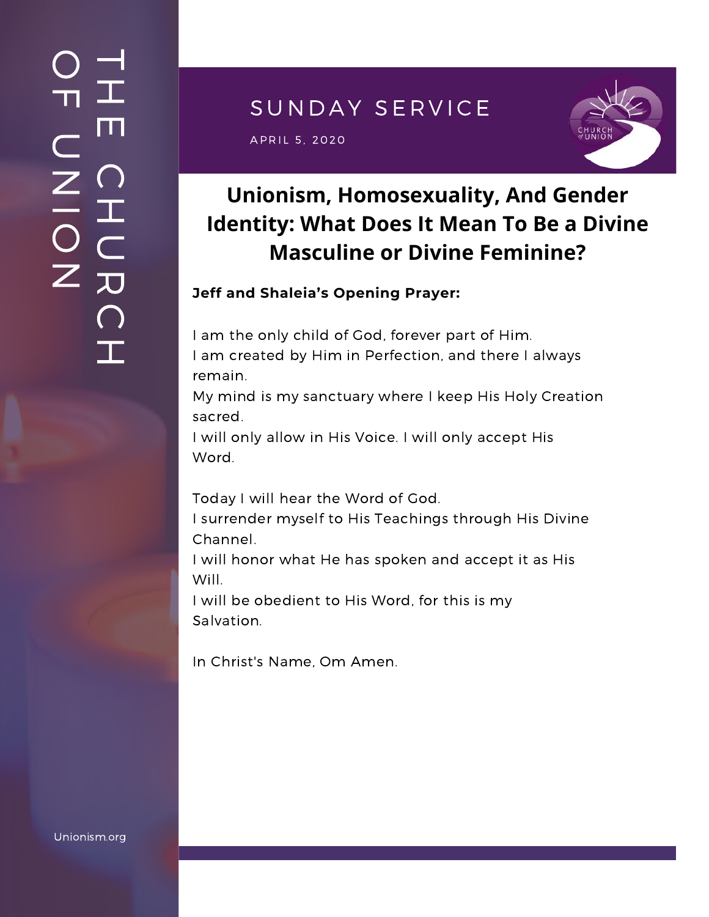THE CHURCH OF UNION

SUNDAY SERVICE

APRIL 5, 2020

# Unionism, Homosexuality, And Gender Identity: What Does It Mean To Be a Divine Masculine or Divine Feminine?

**Jeff and Shaleia's Opening Prayer:**

I am the only child of God, forever part of Him.
I am created by Him in Perfection, and there I always remain.
My mind is my sanctuary where I keep His Holy Creation sacred.
I will only allow in His Voice. I will only accept His Word.

Today I will hear the Word of God.
I surrender myself to His Teachings through His Divine Channel.
I will honor what He has spoken and accept it as His Will.
I will be obedient to His Word, for this is my Salvation.

In Christ's Name, Om Amen.

Unionism.org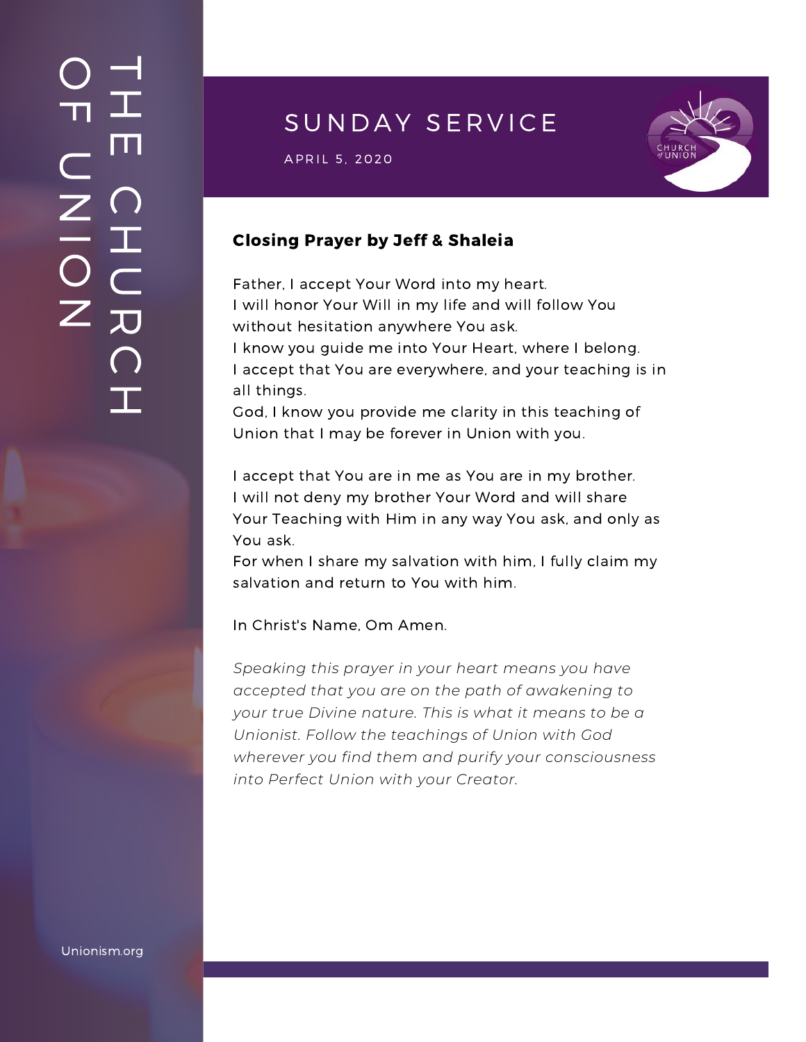# SUNDAY SERVICE

APRIL 5, 2020

**Closing Prayer by Jeff & Shaleia**

Father, I accept Your Word into my heart.
I will honor Your Will in my life and will follow You without hesitation anywhere You ask.
I know you guide me into Your Heart, where I belong.
I accept that You are everywhere, and your teaching is in all things.
God, I know you provide me clarity in this teaching of Union that I may be forever in Union with you.

I accept that You are in me as You are in my brother.
I will not deny my brother Your Word and will share Your Teaching with Him in any way You ask, and only as You ask.
For when I share my salvation with him, I fully claim my salvation and return to You with him.

In Christ's Name, Om Amen.

*Speaking this prayer in your heart means you have accepted that you are on the path of awakening to your true Divine nature. This is what it means to be a Unionist. Follow the teachings of Union with God wherever you find them and purify your consciousness into Perfect Union with your Creator.*